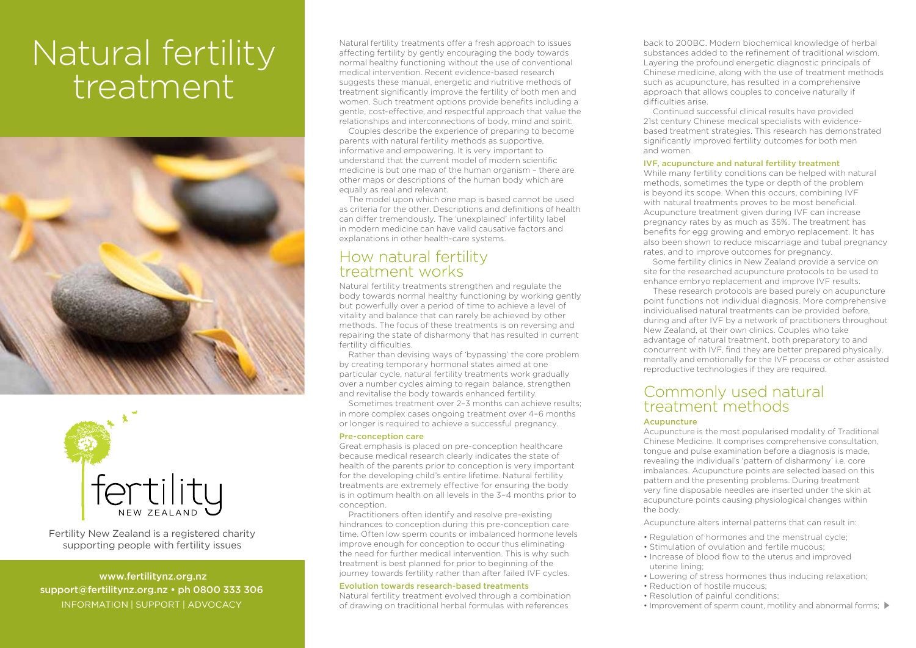# Natural fertility treatment

fertility NEW ZEALAND

Fertility New Zealand is a registered charity supporting people with fertility issues

www.fertilitynz.org.nz
support@fertilitynz.org.nz • ph 0800 333 306
INFORMATION | SUPPORT | ADVOCACY

Natural fertility treatments offer a fresh approach to issues affecting fertility by gently encouraging the body towards normal healthy functioning without the use of conventional medical intervention. Recent evidence-based research suggests these manual, energetic and nutritive methods of treatment significantly improve the fertility of both men and women. Such treatment options provide benefits including a gentle, cost-effective, and respectful approach that value the relationships and interconnections of body, mind and spirit.

Couples describe the experience of preparing to become parents with natural fertility methods as supportive, informative and empowering. It is very important to understand that the current model of modern scientific medicine is but one map of the human organism – there are other maps or descriptions of the human body which are equally as real and relevant.

The model upon which one map is based cannot be used as criteria for the other. Descriptions and definitions of health can differ tremendously. The 'unexplained' infertility label in modern medicine can have valid causative factors and explanations in other health-care systems.

## How natural fertility treatment works

Natural fertility treatments strengthen and regulate the body towards normal healthy functioning by working gently but powerfully over a period of time to achieve a level of vitality and balance that can rarely be achieved by other methods. The focus of these treatments is on reversing and repairing the state of disharmony that has resulted in current fertility difficulties.

Rather than devising ways of 'bypassing' the core problem by creating temporary hormonal states aimed at one particular cycle, natural fertility treatments work gradually over a number cycles aiming to regain balance, strengthen and revitalise the body towards enhanced fertility.

Sometimes treatment over 2–3 months can achieve results; in more complex cases ongoing treatment over 4–6 months or longer is required to achieve a successful pregnancy.

### Pre-conception care

Great emphasis is placed on pre-conception healthcare because medical research clearly indicates the state of health of the parents prior to conception is very important for the developing child's entire lifetime. Natural fertility treatments are extremely effective for ensuring the body is in optimum health on all levels in the 3–4 months prior to conception.

Practitioners often identify and resolve pre-existing hindrances to conception during this pre-conception care time. Often low sperm counts or imbalanced hormone levels improve enough for conception to occur thus eliminating the need for further medical intervention. This is why such treatment is best planned for prior to beginning of the journey towards fertility rather than after failed IVF cycles.

### Evolution towards research-based treatments

Natural fertility treatment evolved through a combination of drawing on traditional herbal formulas with references back to 200BC. Modern biochemical knowledge of herbal substances added to the refinement of traditional wisdom. Layering the profound energetic diagnostic principals of Chinese medicine, along with the use of treatment methods such as acupuncture, has resulted in a comprehensive approach that allows couples to conceive naturally if difficulties arise.

Continued successful clinical results have provided 21st century Chinese medical specialists with evidence-based treatment strategies. This research has demonstrated significantly improved fertility outcomes for both men and women.

### IVF, acupuncture and natural fertility treatment

While many fertility conditions can be helped with natural methods, sometimes the type or depth of the problem is beyond its scope. When this occurs, combining IVF with natural treatments proves to be most beneficial. Acupuncture treatment given during IVF can increase pregnancy rates by as much as 35%. The treatment has benefits for egg growing and embryo replacement. It has also been shown to reduce miscarriage and tubal pregnancy rates, and to improve outcomes for pregnancy.

Some fertility clinics in New Zealand provide a service on site for the researched acupuncture protocols to be used to enhance embryo replacement and improve IVF results.

These research protocols are based purely on acupuncture point functions not individual diagnosis. More comprehensive individualised natural treatments can be provided before, during and after IVF by a network of practitioners throughout New Zealand, at their own clinics. Couples who take advantage of natural treatment, both preparatory to and concurrent with IVF, find they are better prepared physically, mentally and emotionally for the IVF process or other assisted reproductive technologies if they are required.

## Commonly used natural treatment methods

### Acupuncture

Acupuncture is the most popularised modality of Traditional Chinese Medicine. It comprises comprehensive consultation, tongue and pulse examination before a diagnosis is made, revealing the individual's 'pattern of disharmony' i.e. core imbalances. Acupuncture points are selected based on this pattern and the presenting problems. During treatment very fine disposable needles are inserted under the skin at acupuncture points causing physiological changes within the body.

Acupuncture alters internal patterns that can result in:

- Regulation of hormones and the menstrual cycle;
- Stimulation of ovulation and fertile mucous;
- Increase of blood flow to the uterus and improved uterine lining;
- Lowering of stress hormones thus inducing relaxation;
- Reduction of hostile mucous;
- Resolution of painful conditions;
- Improvement of sperm count, motility and abnormal forms;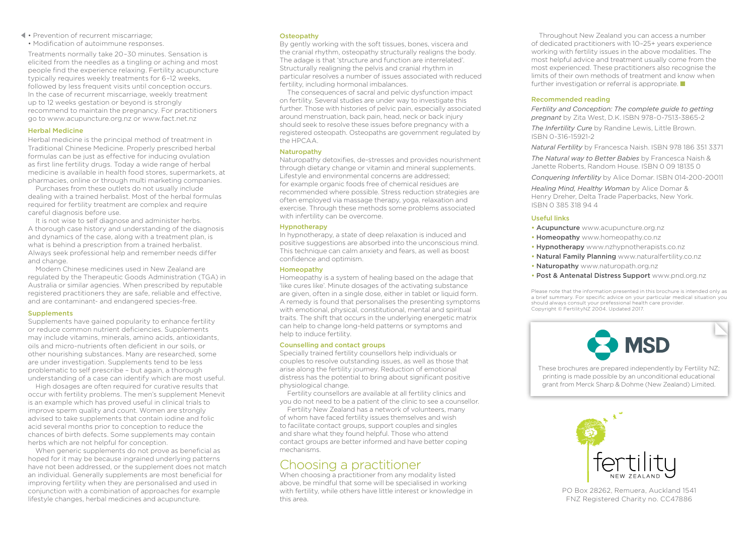- Prevention of recurrent miscarriage;
- Modification of autoimmune responses.

Treatments normally take 20–30 minutes. Sensation is elicited from the needles as a tingling or aching and most people find the experience relaxing. Fertility acupuncture typically requires weekly treatments for 6–12 weeks, followed by less frequent visits until conception occurs. In the case of recurrent miscarriage, weekly treatment up to 12 weeks gestation or beyond is strongly recommend to maintain the pregnancy. For practitioners go to www.acupuncture.org.nz or www.fact.net.nz

### Herbal Medicine

Herbal medicine is the principal method of treatment in Traditional Chinese Medicine. Properly prescribed herbal formulas can be just as effective for inducing ovulation as first line fertility drugs. Today a wide range of herbal medicine is available in health food stores, supermarkets, at pharmacies, online or through multi marketing companies.

Purchases from these outlets do not usually include dealing with a trained herbalist. Most of the herbal formulas required for fertility treatment are complex and require careful diagnosis before use.

It is not wise to self diagnose and administer herbs. A thorough case history and understanding of the diagnosis and dynamics of the case, along with a treatment plan, is what is behind a prescription from a trained herbalist. Always seek professional help and remember needs differ and change.

Modern Chinese medicines used in New Zealand are regulated by the Therapeutic Goods Administration (TGA) in Australia or similar agencies. When prescribed by reputable registered practitioners they are safe, reliable and effective, and are contaminant- and endangered species-free.

### Supplements

Supplements have gained popularity to enhance fertility or reduce common nutrient deficiencies. Supplements may include vitamins, minerals, amino acids, antioxidants, oils and micro-nutrients often deficient in our soils, or other nourishing substances. Many are researched, some are under investigation. Supplements tend to be less problematic to self prescribe – but again, a thorough understanding of a case can identify which are most useful.

High dosages are often required for curative results that occur with fertility problems. The men's supplement Menevit is an example which has proved useful in clinical trials to improve sperm quality and count. Women are strongly advised to take supplements that contain iodine and folic acid several months prior to conception to reduce the chances of birth defects. Some supplements may contain herbs which are not helpful for conception.

When generic supplements do not prove as beneficial as hoped for it may be because ingrained underlying patterns have not been addressed, or the supplement does not match an individual. Generally supplements are most beneficial for improving fertility when they are personalised and used in conjunction with a combination of approaches for example lifestyle changes, herbal medicines and acupuncture.

### Osteopathy

By gently working with the soft tissues, bones, viscera and the cranial rhythm, osteopathy structurally realigns the body. The adage is that 'structure and function are interrelated'. Structurally realigning the pelvis and cranial rhythm in particular resolves a number of issues associated with reduced fertility, including hormonal imbalances.

The consequences of sacral and pelvic dysfunction impact on fertility. Several studies are under way to investigate this further. Those with histories of pelvic pain, especially associated around menstruation, back pain, head, neck or back injury should seek to resolve these issues before pregnancy with a registered osteopath. Osteopaths are government regulated by the HPCAA.

### Naturopathy

Naturopathy detoxifies, de-stresses and provides nourishment through dietary change or vitamin and mineral supplements. Lifestyle and environmental concerns are addressed; for example organic foods free of chemical residues are recommended where possible. Stress reduction strategies are often employed via massage therapy, yoga, relaxation and exercise. Through these methods some problems associated with infertility can be overcome.

### Hypnotherapy

In hypnotherapy, a state of deep relaxation is induced and positive suggestions are absorbed into the unconscious mind. This technique can calm anxiety and fears, as well as boost confidence and optimism.

### Homeopathy

Homeopathy is a system of healing based on the adage that 'like cures like'. Minute dosages of the activating substance are given, often in a single dose, either in tablet or liquid form. A remedy is found that personalises the presenting symptoms with emotional, physical, constitutional, mental and spiritual traits. The shift that occurs in the underlying energetic matrix can help to change long-held patterns or symptoms and help to induce fertility.

### Counselling and contact groups

Specially trained fertility counsellors help individuals or couples to resolve outstanding issues, as well as those that arise along the fertility journey. Reduction of emotional distress has the potential to bring about significant positive physiological change.

Fertility counsellors are available at all fertility clinics and you do not need to be a patient of the clinic to see a counsellor.

Fertility New Zealand has a network of volunteers, many of whom have faced fertility issues themselves and wish to facilitate contact groups, support couples and singles and share what they found helpful. Those who attend contact groups are better informed and have better coping mechanisms.

## Choosing a practitioner

When choosing a practitioner from any modality listed above, be mindful that some will be specialised in working with fertility, while others have little interest or knowledge in this area.

Throughout New Zealand you can access a number of dedicated practitioners with 10–25+ years experience working with fertility issues in the above modalities. The most helpful advice and treatment usually come from the most experienced. These practitioners also recognise the limits of their own methods of treatment and know when further investigation or referral is appropriate.

### Recommended reading

*Fertility and Conception: The complete guide to getting pregnant* by Zita West, D.K. ISBN 978-0-7513-3865-2

*The Infertility Cure* by Randine Lewis, Little Brown. ISBN 0-316-15921-2

*Natural Fertility* by Francesca Naish. ISBN 978 186 351 3371

*The Natural way to Better Babies* by Francesca Naish & Janette Roberts, Random House. ISBN 0 09 18135 0

*Conquering Infertility* by Alice Domar. ISBN 014-200-20011

*Healing Mind, Healthy Woman* by Alice Domar & Henry Dreher, Delta Trade Paperbacks, New York. ISBN 0 385 318 94 4

### Useful links

- **Acupuncture** www.acupuncture.org.nz
- **Homeopathy** www.homeopathy.co.nz
- **Hypnotherapy** www.nzhypnotherapists.co.nz
- **Natural Family Planning** www.naturalfertility.co.nz
- **Naturopathy** www.naturopath.org.nz
- **Post & Antenatal Distress Support** www.pnd.org.nz

Please note that the information presented in this brochure is intended only as a brief summary. For specific advice on your particular medical situation you should always consult your professional health care provider.
Copyright © FertilityNZ 2004. Updated 2017.

MSD

These brochures are prepared independently by Fertility NZ; printing is made possible by an unconditional educational grant from Merck Sharp & Dohme (New Zealand) Limited.

fertility NEW ZEALAND

PO Box 28262, Remuera, Auckland 1541
FNZ Registered Charity no. CC47886